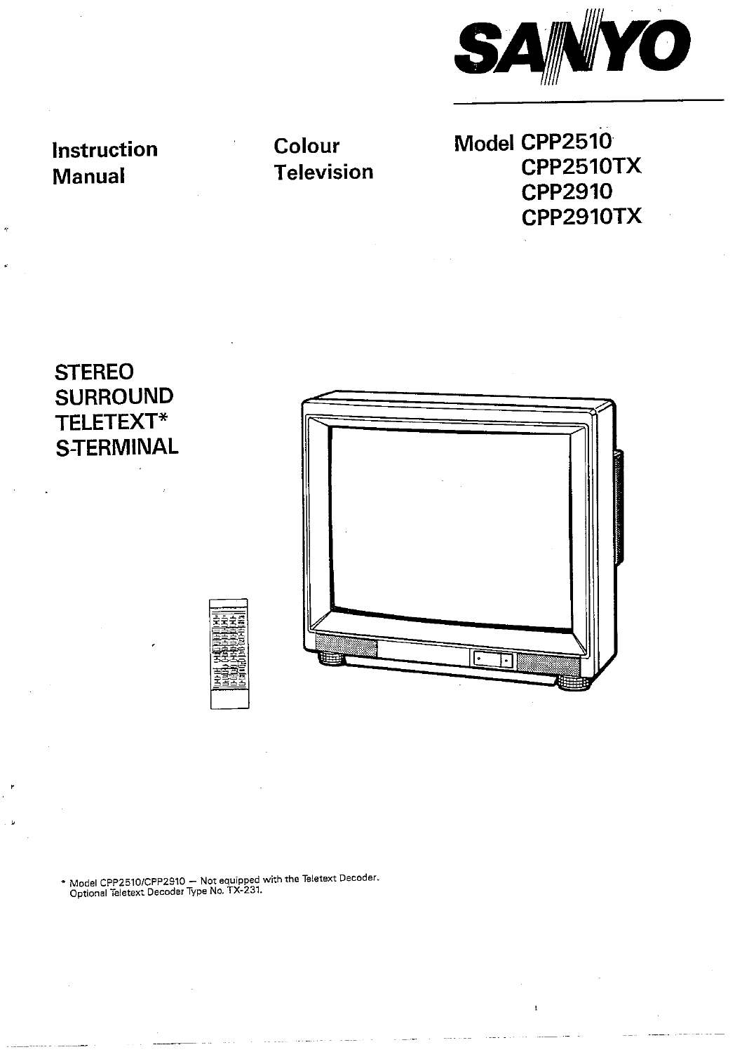# SANYO

**Instruction Manual**

**Colour Television**

**Model CPP2510**
**CPP2510TX**
**CPP2910**
**CPP2910TX**

STEREO
SURROUND
TELETEXT*
S-TERMINAL

* Model CPP2510/CPP2910 — Not equipped with the Teletext Decoder. Optional Teletext Decoder Type No. TX-231.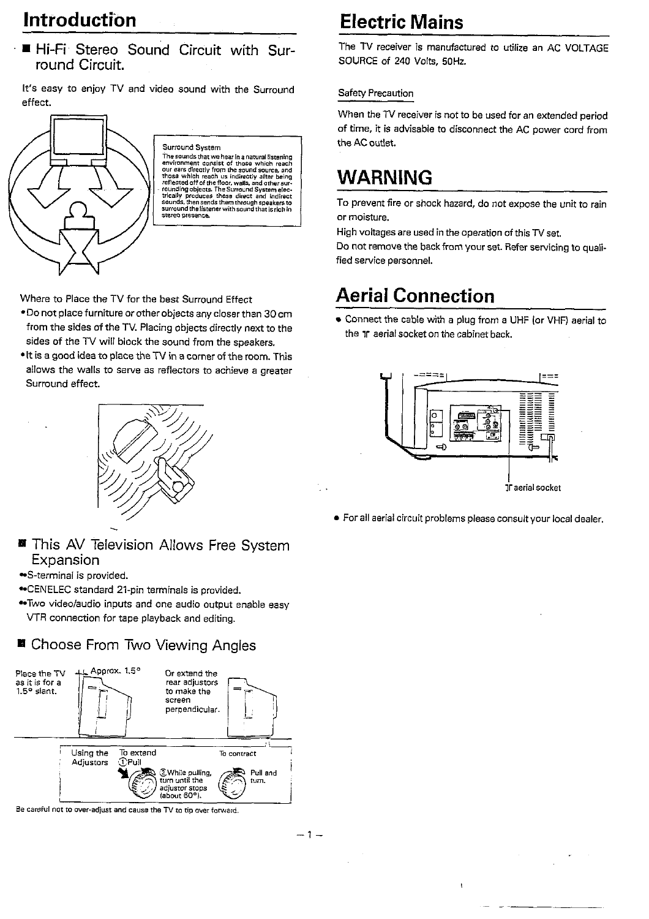# Introduction

## ■ Hi-Fi Stereo Sound Circuit with Surround Circuit.

It's easy to enjoy TV and video sound with the Surround effect.

Surround System
The sounds that we hear in a natural listening environment consist of those which reach our ears directly from the sound source, and those which reach us indirectly after being reflected off of the floor, walls, and other surrounding objects. The Surround System electrically produces those direct and indirect sounds, then sends them through speakers to surround the listener with sound that is rich in stereo presence.

Where to Place the TV for the best Surround Effect

- Do not place furniture or other objects any closer than 30 cm from the sides of the TV. Placing objects directly next to the sides of the TV will block the sound from the speakers.
- It is a good idea to place the TV in a corner of the room. This allows the walls to serve as reflectors to achieve a greater Surround effect.

## ■ This AV Television Allows Free System Expansion

- S-terminal is provided.
- CENELEC standard 21-pin terminals is provided.
- Two video/audio inputs and one audio output enable easy VTR connection for tape playback and editing.

## ■ Choose From Two Viewing Angles

Place the TV as it is for a 1.5° slant. Approx. 1.5°

Or extend the rear adjustors to make the screen perpendicular.

Using the Adjustors

To extend: ①Pull ②While pulling, turn until the adjustor stops (about 60°).

To contract: Pull and turn.

Be careful not to over-adjust and cause the TV to tip over forward.

# Electric Mains

The TV receiver is manufactured to utilize an AC VOLTAGE SOURCE of 240 Volts, 50Hz.

Safety Precaution

When the TV receiver is not to be used for an extended period of time, it is advisable to disconnect the AC power cord from the AC outlet.

# WARNING

To prevent fire or shock hazard, do not expose the unit to rain or moisture.

High voltages are used in the operation of this TV set.

Do not remove the back from your set. Refer servicing to qualified service personnel.

# Aerial Connection

- Connect the cable with a plug from a UHF (or VHF) aerial to the ⊤ aerial socket on the cabinet back.

⊤ aerial socket

- For all aerial circuit problems please consult your local dealer.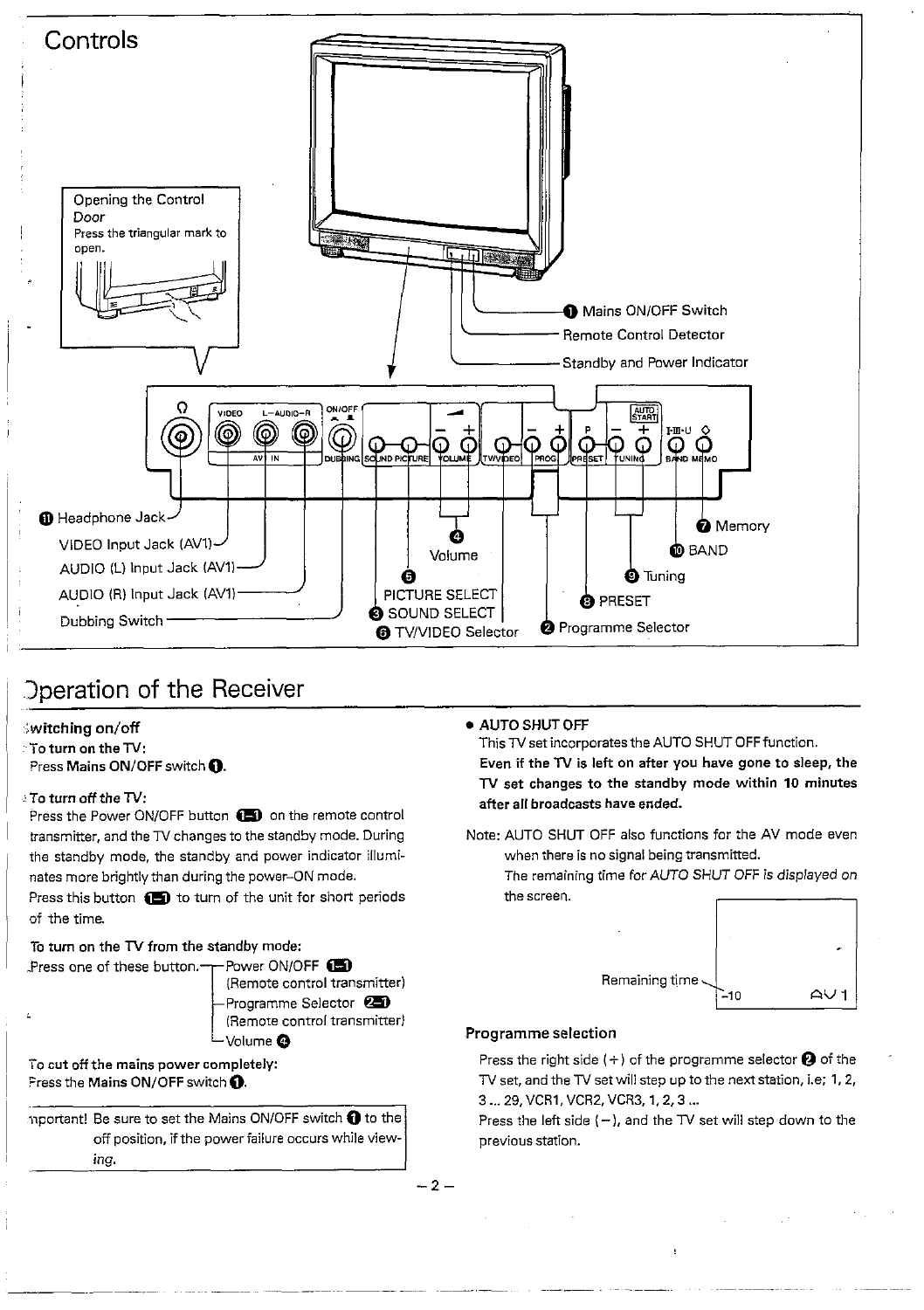# Controls

Opening the Control Door
Press the triangular mark to open.

❶ Mains ON/OFF Switch
Remote Control Detector
Standby and Power Indicator

VIDEO L-AUDIO-R ON/OFF
AV IN DUBBING SOUND PICTURE VOLUME TV/VIDEO PROG PRESET TUNING BAND MEMO
AUTO START I·III·U

⓫ Headphone Jack
VIDEO Input Jack (AV1)
AUDIO (L) Input Jack (AV1)
AUDIO (R) Input Jack (AV1)
Dubbing Switch

❹ Volume
❺ PICTURE SELECT
❸ SOUND SELECT
❻ TV/VIDEO Selector
❷ Programme Selector
❼ Memory
❿ BAND
❾ Tuning
❽ PRESET

# Operation of the Receiver

## Switching on/off

**To turn on the TV:**
Press **Mains ON/OFF** switch ❶.

**To turn off the TV:**
Press the Power ON/OFF button (1-1) on the remote control transmitter, and the TV changes to the standby mode. During the standby mode, the standby and power indicator illuminates more brightly than during the power-ON mode.
Press this button (1-1) to turn of the unit for short periods of the time.

**To turn on the TV from the standby mode:**
Press one of these button.
- Power ON/OFF (1-1) (Remote control transmitter)
- Programme Selector (2-1) (Remote control transmitter)
- Volume ❹

**To cut off the mains power completely:**
Press the **Mains ON/OFF** switch ❶.

Important! Be sure to set the Mains ON/OFF switch ❶ to the off position, if the power failure occurs while viewing.

- **AUTO SHUT OFF**
  This TV set incorporates the AUTO SHUT OFF function.
  **Even if the TV is left on after you have gone to sleep, the TV set changes to the standby mode within 10 minutes after all broadcasts have ended.**

Note: AUTO SHUT OFF also functions for the AV mode even when there is no signal being transmitted.
The remaining time for *AUTO SHUT OFF is displayed on* the screen.

Remaining time — -10 AV 1

## Programme selection

Press the right side (+) of the programme selector ❷ of the TV set, and the TV set will step up to the next station, i.e; 1, 2, 3 ... 29, VCR1, VCR2, VCR3, 1, 2, 3 ...
Press the left side (−), and the TV set will step down to the previous station.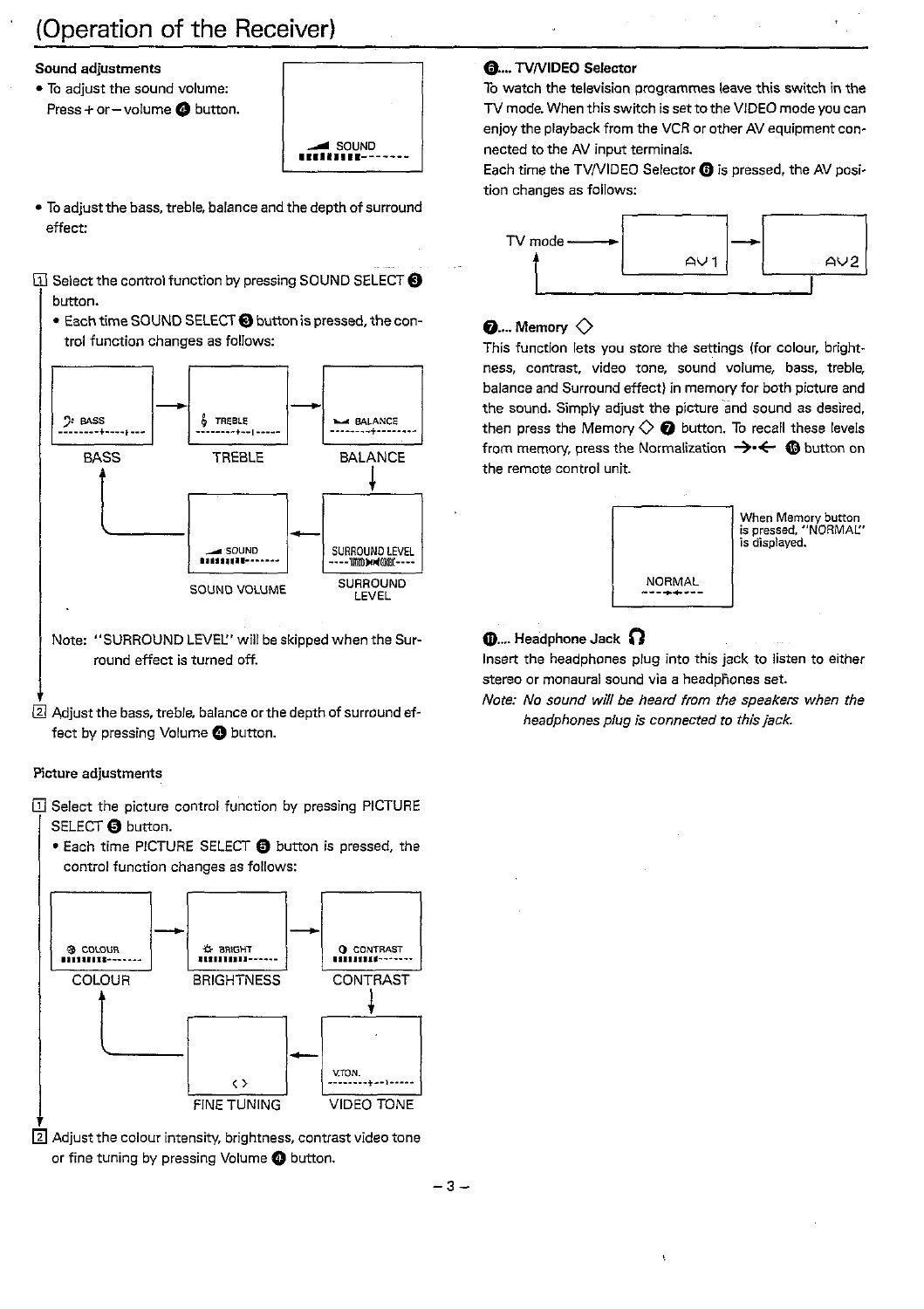# (Operation of the Receiver)

### Sound adjustments

- To adjust the sound volume:
  Press + or – volume ❹ button.

SOUND

- To adjust the bass, treble, balance and the depth of surround effect:

1. Select the control function by pressing SOUND SELECT ❸ button.
   - Each time SOUND SELECT ❸ button is pressed, the control function changes as follows:

   BASS → TREBLE → BALANCE → SURROUND LEVEL → SOUND VOLUME → BASS

   Note: "SURROUND LEVEL" will be skipped when the Surround effect is turned off.

2. Adjust the bass, treble, balance or the depth of surround effect by pressing Volume ❹ button.

### Picture adjustments

1. Select the picture control function by pressing PICTURE SELECT ❺ button.
   - Each time PICTURE SELECT ❺ button is pressed, the control function changes as follows:

   COLOUR → BRIGHTNESS → CONTRAST → VIDEO TONE → FINE TUNING → COLOUR

2. Adjust the colour intensity, brightness, contrast video tone or fine tuning by pressing Volume ❹ button.

### ❻.... TV/VIDEO Selector

To watch the television programmes leave this switch in the TV mode. When this switch is set to the VIDEO mode you can enjoy the playback from the VCR or other AV equipment connected to the AV input terminals.

Each time the TV/VIDEO Selector ❻ is pressed, the AV position changes as follows:

TV mode → AV1 → AV2 → TV mode

### ❼.... Memory ◇

This function lets you store the settings (for colour, brightness, contrast, video tone, sound volume, bass, treble, balance and Surround effect) in memory for both picture and the sound. Simply adjust the picture and sound as desired, then press the Memory ◇ ❼ button. To recall these levels from memory, press the Normalization →•← ⓰ button on the remote control unit.

NORMAL

When Memory button is pressed, "NORMAL" is displayed.

### ⓫.... Headphone Jack

Insert the headphones plug into this jack to listen to either stereo or monaural sound via a headphones set.

*Note: No sound will be heard from the speakers when the headphones plug is connected to this jack.*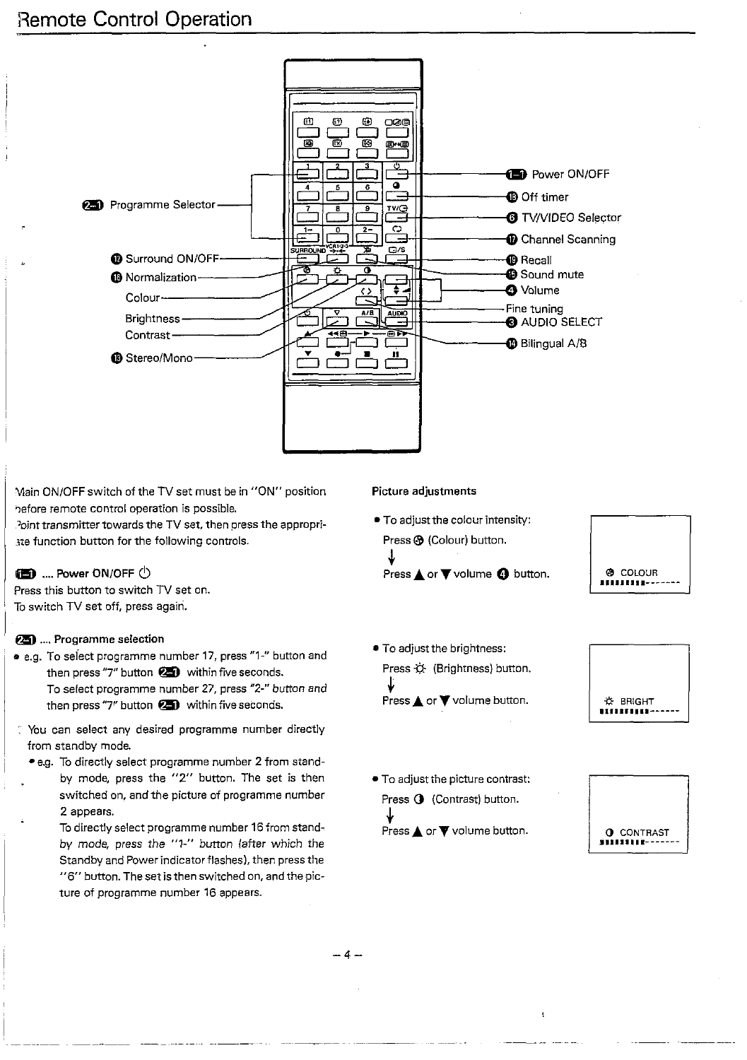# Remote Control Operation

- (2-1) Programme Selector
- (12) Surround ON/OFF
- (15) Normalization
- Colour
- Brightness
- Contrast
- (13) Stereo/Mono
- (1-1) Power ON/OFF
- (18) Off timer
- (6) TV/VIDEO Selector
- (17) Channel Scanning
- (19) Recall
- (16) Sound mute
- (4) Volume
- Fine tuning
- (3) AUDIO SELECT
- (14) Bilingual A/B

Main ON/OFF switch of the TV set must be in "ON" position before remote control operation is possible.
Point transmitter towards the TV set, then press the appropriate function button for the following controls.

**(1-1) .... Power ON/OFF ⏻**
Press this button to switch TV set on.
To switch TV set off, press again.

**(2-1) .... Programme selection**

- e.g. To select programme number 17, press "1-" button and then press "7" button (2-1) within five seconds.
  To select programme number 27, press "2-" button and then press "7" button (2-1) within five seconds.

You can select any desired programme number directly from standby mode.

- e.g. To directly select programme number 2 from standby mode, press the "2" button. The set is then switched on, and the picture of programme number 2 appears.
  To directly select programme number 16 from standby mode, press the "1-" button (after which the Standby and Power indicator flashes), then press the "6" button. The set is then switched on, and the picture of programme number 16 appears.

**Picture adjustments**

- To adjust the colour intensity:
  Press (Colour) button.
  ↓
  Press ▲ or ▼ volume (4) button.

  COLOUR

- To adjust the brightness:
  Press ☼ (Brightness) button.
  ↓
  Press ▲ or ▼ volume button.

  ☼ BRIGHT

- To adjust the picture contrast:
  Press ◐ (Contrast) button.
  ↓
  Press ▲ or ▼ volume button.

  ◐ CONTRAST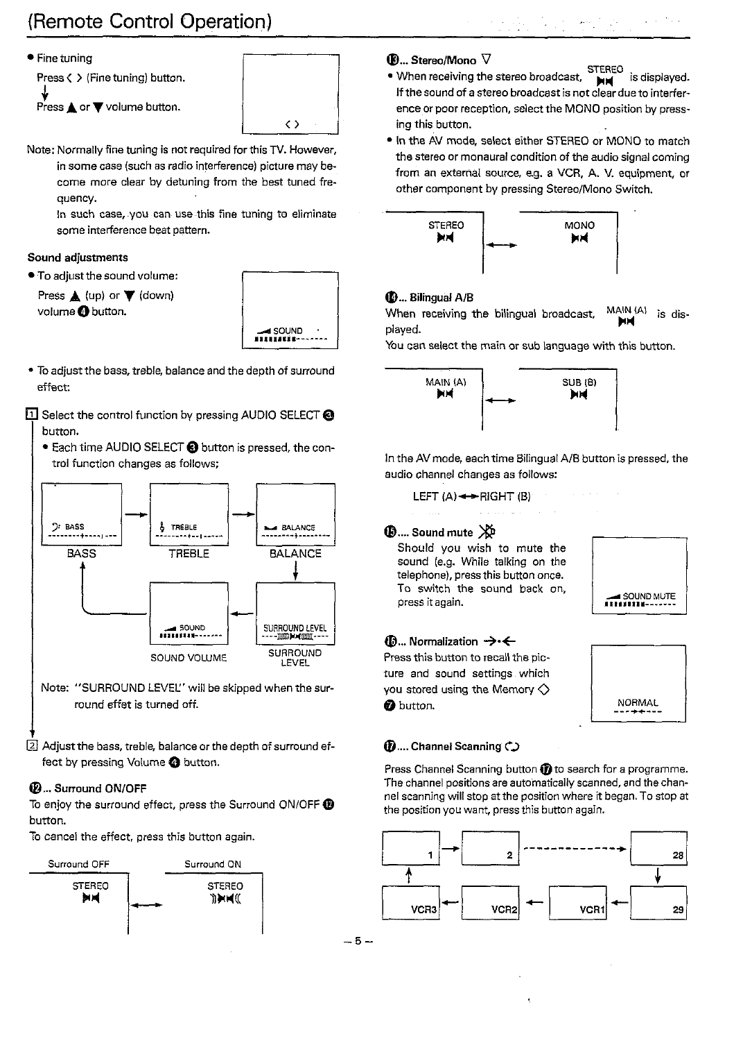# (Remote Control Operation)

- Fine tuning

  Press < > (Fine tuning) button.

  ↓

  Press ▲ or ▼ volume button.

< >

Note: Normally fine tuning is not required for this TV. However, in some case (such as radio interference) picture may become more clear by detuning from the best tuned frequency.
In such case, you can use this fine tuning to eliminate some interference beat pattern.

### Sound adjustments

- To adjust the sound volume:

  Press ▲ (up) or ▼ (down) volume ④ button.

SOUND

- To adjust the bass, treble, balance and the depth of surround effect:

1. Select the control function by pressing AUDIO SELECT ③ button.
   - Each time AUDIO SELECT ③ button is pressed, the control function changes as follows;

BASS → TREBLE → BALANCE → SURROUND LEVEL → SOUND VOLUME → BASS

Note: "SURROUND LEVEL" will be skipped when the surround effet is turned off.

2. Adjust the bass, treble, balance or the depth of surround effect by pressing Volume ④ button.

### ⑫... Surround ON/OFF

To enjoy the surround effect, press the Surround ON/OFF ⑫ button.
To cancel the effect, press this button again.

Surround OFF (STEREO) ←→ Surround ON (STEREO)

### ⑬... Stereo/Mono

- When receiving the stereo broadcast, STEREO is displayed. If the sound of a stereo broadcast is not clear due to interference or poor reception, select the MONO position by pressing this button.
- In the AV mode, select either STEREO or MONO to match the stereo or monaural condition of the audio signal coming from an external source, e.g. a VCR, A. V. equipment, or other component by pressing Stereo/Mono Switch.

STEREO ←→ MONO

### ⑭... Bilingual A/B

When receiving the bilingual broadcast, MAIN (A) is displayed.
You can select the main or sub language with this button.

MAIN (A) ←→ SUB (B)

In the AV mode, each time Bilingual A/B button is pressed, the audio channel changes as follows:

LEFT (A) ←→ RIGHT (B)

### ⑮.... Sound mute

Should you wish to mute the sound (e.g. While talking on the telephone), press this button once.
To switch the sound back on, press it again.

SOUND MUTE

### ⑯... Normalization

Press this button to recall the picture and sound settings which you stored using the Memory ◇ ⑦ button.

NORMAL

### ⑰.... Channel Scanning

Press Channel Scanning button ⑰ to search for a programme. The channel positions are automatically scanned, and the channel scanning will stop at the position where it began. To stop at the position you want, press this button again.

1 → 2 - - - → 28 → 29 → VCR1 → VCR2 → VCR3 → 1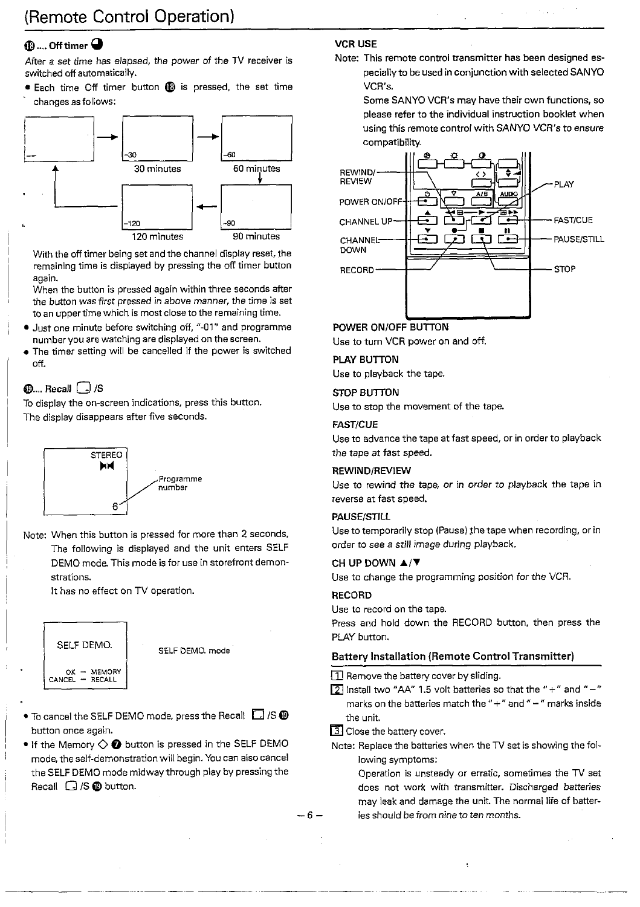# (Remote Control Operation)

### ⑱.... Off timer

*After a set time has elapsed, the power of the TV receiver is switched off automatically.*

- Each time Off timer button ⑱ is pressed, the set time changes as follows:

-- → -30 (30 minutes) → -60 (60 minutes) → -90 (90 minutes) → -120 (120 minutes) → --

With the off timer being set and the channel display reset, the remaining time is displayed by pressing the off timer button again.

When the button is pressed again within three seconds after the button was first pressed in above manner, the time is set to an upper time which is most close to the remaining time.

- Just one minute before switching off, "-01" and programme number you are watching are displayed on the screen.
- The timer setting will be cancelled if the power is switched off.

### ⑲.... Recall /S

To display the on-screen indications, press this button.
The display disappears after five seconds.

STEREO
6 — Programme number

Note: When this button is pressed for more than 2 seconds, The following is displayed and the unit enters SELF DEMO mode. This mode is for use in storefront demonstrations.
It has no effect on TV operation.

SELF DEMO.
OK — MEMORY
CANCEL — RECALL

SELF DEMO. mode

- To cancel the SELF DEMO mode, press the Recall /S ⑲ button once again.
- If the Memory ◇ ⑦ button is pressed in the SELF DEMO mode, the self-demonstration will begin. You can also cancel the SELF DEMO mode midway through play by pressing the Recall /S ⑲ button.

### VCR USE

Note: This remote control transmitter has been designed especially to be used in conjunction with selected SANYO VCR's.
Some SANYO VCR's may have their own functions, so please refer to the individual instruction booklet when using this remote control with SANYO VCR's to ensure compatibility.

REWIND/REVIEW, POWER ON/OFF, CHANNEL UP, CHANNEL DOWN, RECORD, PLAY, FAST/CUE, PAUSE/STILL, STOP

**POWER ON/OFF BUTTON**
Use to turn VCR power on and off.

**PLAY BUTTON**
Use to playback the tape.

**STOP BUTTON**
Use to stop the movement of the tape.

**FAST/CUE**
Use to advance the tape at fast speed, or in order to playback the tape at fast speed.

**REWIND/REVIEW**
Use to rewind the tape, or in order to playback the tape in reverse at fast speed.

**PAUSE/STILL**
Use to temporarily stop (Pause) the tape when recording, or in order to see a still image during playback.

**CH UP DOWN ▲/▼**
Use to change the programming position for the VCR.

**RECORD**
Use to record on the tape.
Press and hold down the RECORD button, then press the PLAY button.

### Battery Installation (Remote Control Transmitter)

1. Remove the battery cover by sliding.
2. Install two "AA" 1.5 volt batteries so that the "+" and "–" marks on the batteries match the "+" and "–" marks inside the unit.
3. Close the battery cover.

Note: Replace the batteries when the TV set is showing the following symptoms:
Operation is unsteady or erratic, sometimes the TV set does not work with transmitter. Discharged batteries may leak and damage the unit. The normal life of batteries should be from nine to ten months.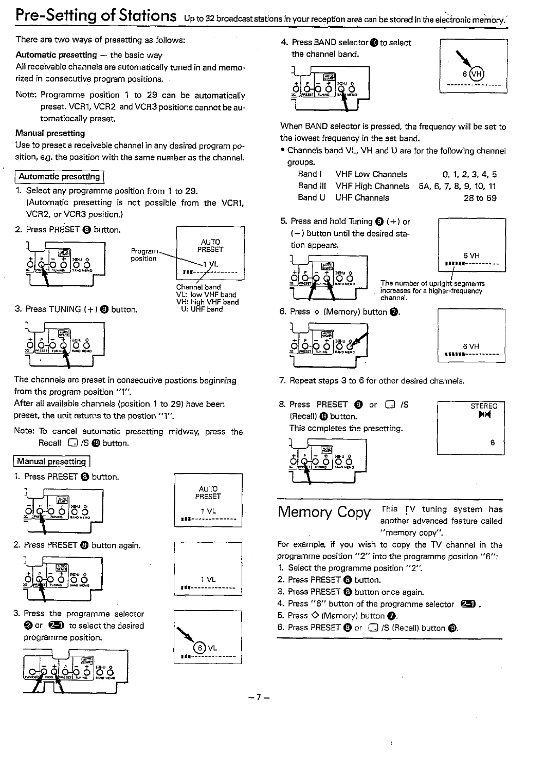# Pre-Setting of Stations

Up to 32 broadcast stations in your reception area can be stored in the electronic memory.

There are two ways of presetting as follows:

**Automatic presetting** — the basic way

All receivable channels are automatically tuned in and memorized in consecutive program positions.

Note: Programme position 1 to 29 can be automatically preset. VCR1, VCR2 and VCR3 positions cannot be automatically preset.

**Manual presetting**

Use to preset a receivable channel in any desired program position, e.g. the position with the same number as the channel.

## Automatic presetting

1. Select any programme position from 1 to 29. (Automatic presetting is not possible from the VCR1, VCR2, or VCR3 position.)
2. Press PRESET ❽ button.

   AUTO PRESET
   1 VL

   Program position
   Channel band
   VL: low VHF band
   VH: high VHF band
   U: UHF band

3. Press TUNING (+) ❾ button.

The channels are preset in consecutive postions beginning from the program position "1".

After all available channels (position 1 to 29) have been preset, the unit returns to the postion "1".

Note: To cancel automatic presetting midway, press the Recall ▢ /S ⓳ button.

## Manual presetting

1. Press PRESET ❽ button.

   AUTO PRESET
   1 VL

2. Press PRESET ❽ button again.

   1 VL

3. Press the programme selector ❷ or 2-1 to select the desired programme position.

   6 VL

4. Press BAND selector ❿ to select the channel band.

   6 VH

When BAND selector is pressed, the frequency will be set to the lowest frequency in the set band.

- Channels band VL, VH and U are for the following channel groups.

| | | |
|---|---|---|
| Band I | VHF Low Channels | 0, 1, 2, 3, 4, 5 |
| Band III | VHF High Channels | 5A, 6, 7, 8, 9, 10, 11 |
| Band U | UHF Channels | 28 to 69 |

5. Press and hold Tuning ❾ (+) or (−) button until the desired station appears.

   6 VH

   The number of upright segments increases for a higher-frequency channel.

6. Press ◇ (Memory) button ❼.

   6 VH

7. Repeat steps 3 to 6 for other desired channels.
8. Press PRESET ❽ or ▢ /S (Recall) ⓳ button. This completes the presetting.

   STEREO
   6

# Memory Copy

This TV tuning system has another advanced feature called "memory copy".

For example, if you wish to copy the TV channel in the programme position "2" into the programme position "6":

1. Select the programme position "2".
2. Press PRESET ❽ button.
3. Press PRESET ❽ button once again.
4. Press "6" button of the programme selector 2-1.
5. Press ◇ (Memory) button ❼.
6. Press PRESET ❽ or ▢ /S (Recall) button ⓳.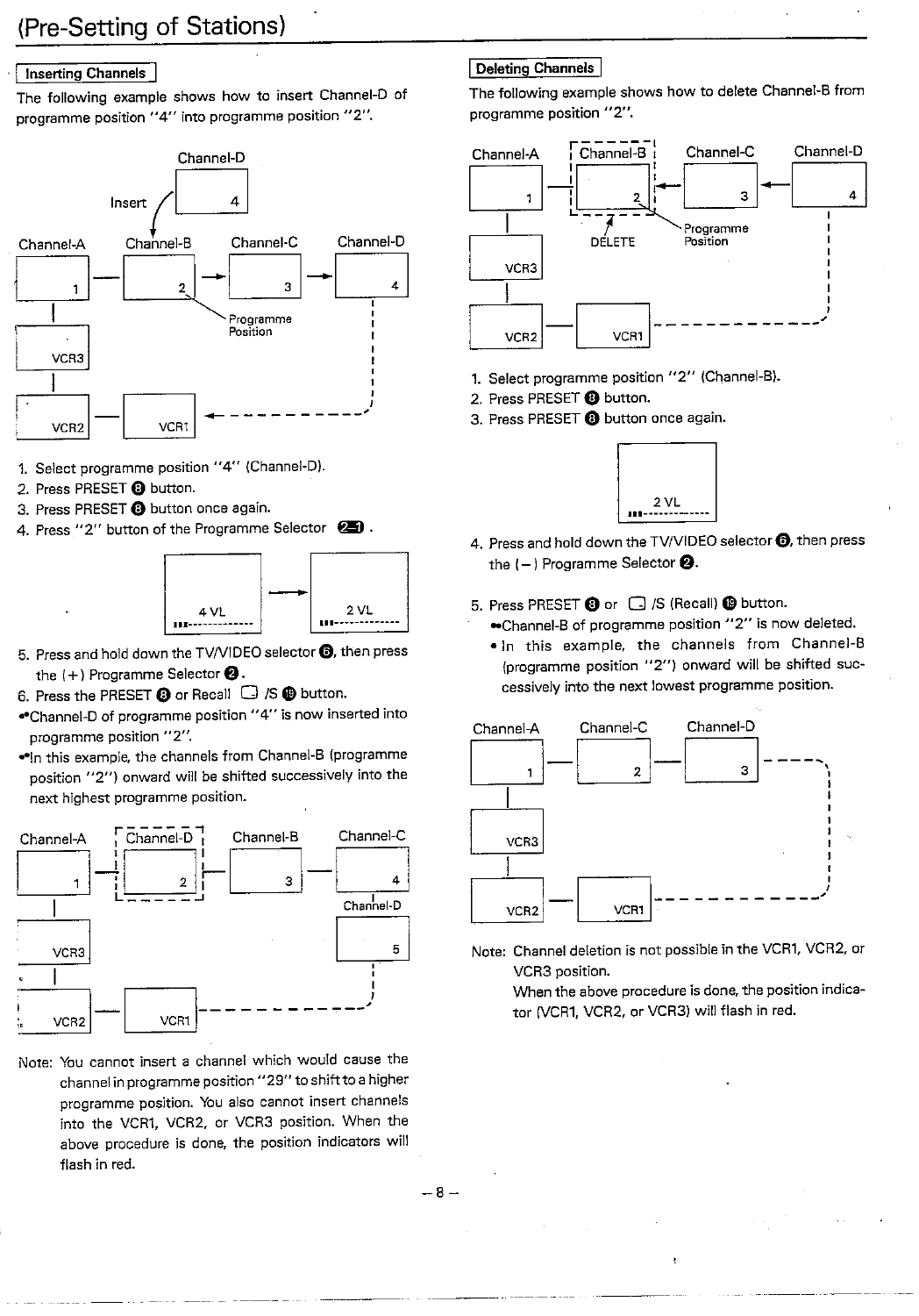# (Pre-Setting of Stations)

## Inserting Channels

The following example shows how to insert Channel-D of programme position "4" into programme position "2".

1. Select programme position "4" (Channel-D).
2. Press PRESET ❽ button.
3. Press PRESET ❽ button once again.
4. Press "2" button of the Programme Selector ㉑.

4 VL → 2 VL

5. Press and hold down the TV/VIDEO selector ❻, then press the (+) Programme Selector ❷.
6. Press the PRESET ❽ or Recall ▢ /S ⓳ button.

•Channel-D of programme position "4" is now inserted into programme position "2".

•In this example, the channels from Channel-B (programme position "2") onward will be shifted successively into the next highest programme position.

Note: You cannot insert a channel which would cause the channel in programme position "29" to shift to a higher programme position. You also cannot insert channels into the VCR1, VCR2, or VCR3 position. When the above procedure is done, the position indicators will flash in red.

## Deleting Channels

The following example shows how to delete Channel-B from programme position "2".

1. Select programme position "2" (Channel-B).
2. Press PRESET ❽ button.
3. Press PRESET ❽ button once again.

2 VL

4. Press and hold down the TV/VIDEO selector ❻, then press the (−) Programme Selector ❷.
5. Press PRESET ❽ or ▢ /S (Recall) ⓳ button.

•Channel-B of programme position "2" is now deleted.

• In this example, the channels from Channel-B (programme position "2") onward will be shifted successively into the next lowest programme position.

Note: Channel deletion is not possible in the VCR1, VCR2, or VCR3 position.
When the above procedure is done, the position indicator (VCR1, VCR2, or VCR3) will flash in red.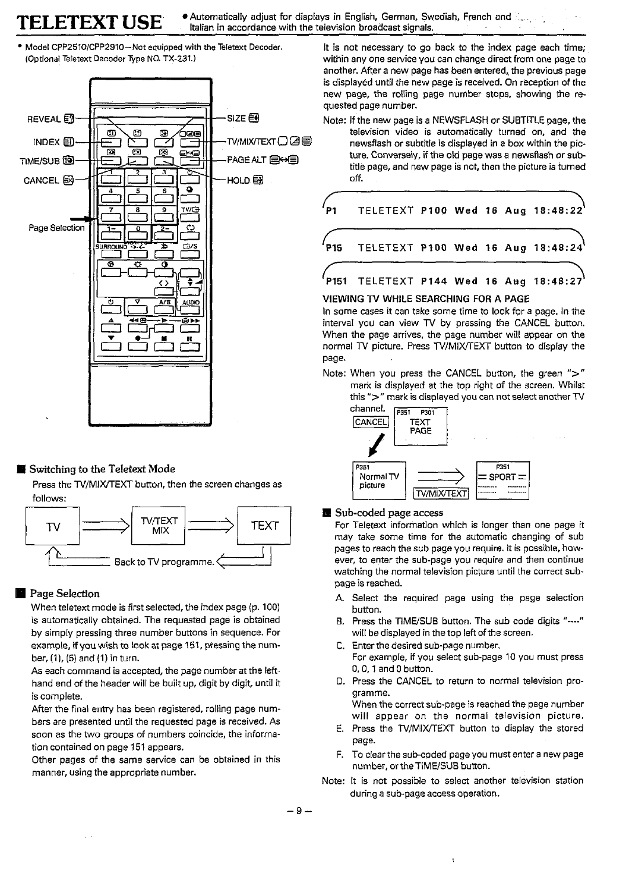# TELETEXT USE

- Automatically adjust for displays in English, German, Swedish, French and Italian in accordance with the television broadcast signals.

- Model CPP2510/CPP2910—Not equipped with the Teletext Decoder. (Optional Teletext Decoder Type NO. TX-231.)

REVEAL — SIZE
INDEX — TV/MIX/TEXT
TIME/SUB — PAGE ALT
CANCEL — HOLD
Page Selection

## Switching to the Teletext Mode

Press the TV/MIX/TEXT button, then the screen changes as follows:

TV ⟶ TV/TEXT MIX ⟶ TEXT

Back to TV programme.

## Page Selection

When teletext mode is first selected, the index page (p. 100) is automatically obtained. The requested page is obtained by simply pressing three number buttons in sequence. For example, if you wish to look at page 151, pressing the number, (1), (5) and (1) in turn.

As each command is accepted, the page number at the left-hand end of the header will be built up, digit by digit, until it is complete.

After the final entry has been registered, rolling page numbers are presented until the requested page is received. As soon as the two groups of numbers coincide, the information contained on page 151 appears.

Other pages of the same service can be obtained in this manner, using the appropriate number.

It is not necessary to go back to the index page each time; within any one service you can change direct from one page to another. After a new page has been entered, the previous page is displayed until the new page is received. On reception of the new page, the rolling page number stops, showing the requested page number.

Note: If the new page is a NEWSFLASH or SUBTITLE page, the television video is automatically turned on, and the newsflash or subtitle is displayed in a box within the picture. Conversely, if the old page was a newsflash or subtitle page, and new page is not, then the picture is turned off.

```
P1    TELETEXT P100 Wed 16 Aug 18:48:22
P15   TELETEXT P100 Wed 16 Aug 18:48:24
P151  TELETEXT P144 Wed 16 Aug 18:48:27
```

### VIEWING TV WHILE SEARCHING FOR A PAGE

In some cases it can take some time to look for a page. In the interval you can view TV by pressing the CANCEL button. When the page arrives, the page number will appear on the normal TV picture. Press TV/MIX/TEXT button to display the page.

Note: When you press the CANCEL button, the green ">" mark is displayed at the top right of the screen. Whilst this ">" mark is displayed you can not select another TV channel.

P351 P301 TEXT PAGE — CANCEL ⟶ P351 Normal TV picture — TV/MIX/TEXT ⟶ P351 SPORT

## Sub-coded page access

For Teletext information which is longer than one page it may take some time for the automatic changing of sub pages to reach the sub page you require. It is possible, however, to enter the sub-page you require and then continue watching the normal television picture until the correct sub-page is reached.

A. Select the required page using the page selection button.
B. Press the TIME/SUB button. The sub code digits "----" will be displayed in the top left of the screen.
C. Enter the desired sub-page number.
   For example, if you select sub-page 10 you must press 0, 0, 1 and 0 button.
D. Press the CANCEL to return to normal television programme.
   When the correct sub-page is reached the page number will appear on the normal television picture.
E. Press the TV/MIX/TEXT button to display the stored page.
F. To clear the sub-coded page you must enter a new page number, or the TIME/SUB button.

Note: It is not possible to select another television station during a sub-page access operation.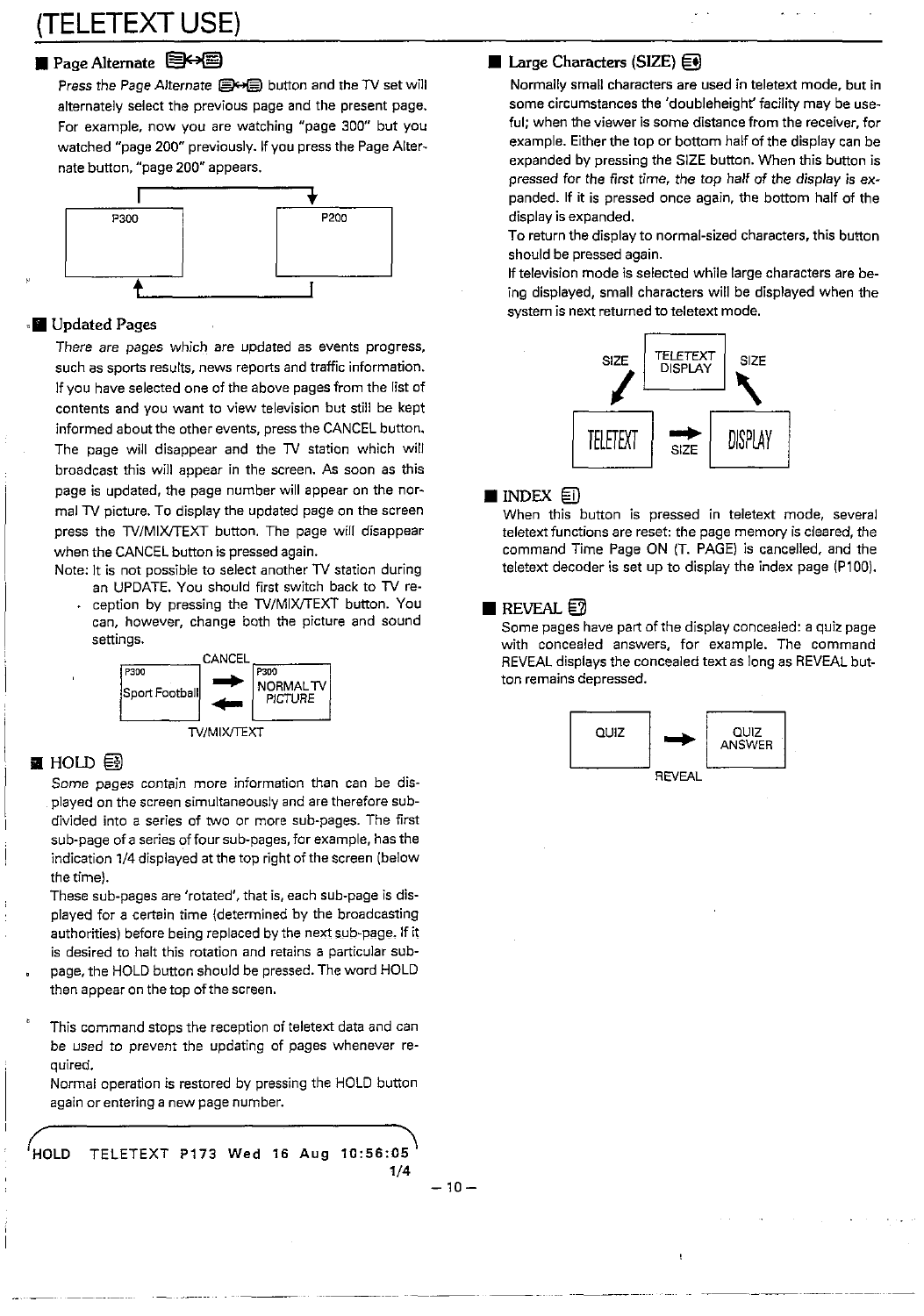# (TELETEXT USE)

## Page Alternate

*Press the Page Alternate* button and the TV set will alternately select the previous page and the present page. For example, now you are watching "page 300" but you watched "page 200" previously. If you press the Page Alternate button, "page 200" appears.

P300 P200

## Updated Pages

*There are pages* which are updated as events progress, such as sports results, news reports and traffic information. If you have selected one of the above pages from the list of contents and you want to view television but still be kept informed about the other events, press the CANCEL button. The page will disappear and the TV station which will broadcast this will appear in the screen. As soon as this page is updated, the page number will appear on the normal TV picture. To display the updated page on the screen press the TV/MIX/TEXT button. The page will disappear when the CANCEL button is pressed again.

Note: It is not possible to select another TV station during an UPDATE. You should first switch back to TV reception by pressing the TV/MIX/TEXT button. You can, however, change both the picture and sound settings.

CANCEL

P300 Sport Football → P300 NORMAL TV PICTURE

TV/MIX/TEXT

## HOLD

Some pages contain more information than can be displayed on the screen simultaneously and are therefore subdivided into a series of two or more sub-pages. The first sub-page of a series of four sub-pages, for example, has the indication 1/4 displayed at the top right of the screen (below the time).

These sub-pages are 'rotated', that is, each sub-page is displayed for a certain time (determined by the broadcasting authorities) before being replaced by the next sub-page. If it is desired to halt this rotation and retains a particular sub-page, the HOLD button should be pressed. The word HOLD then appear on the top of the screen.

This command stops the reception of teletext data and can be used to prevent the updating of pages whenever required.

Normal operation is restored by pressing the HOLD button again or entering a new page number.

```
HOLD   TELETEXT P173 Wed 16 Aug 10:56:05
                                      1/4
```

## Large Characters (SIZE)

Normally small characters are used in teletext mode, but in some circumstances the 'doubleheight' facility may be useful; when the viewer is some distance from the receiver, for example. Either the top or bottom half of the display can be expanded by pressing the SIZE button. When this button is *pressed for the first time, the top half of the display is expanded*. If it is pressed once again, the bottom half of the display is expanded.

To return the display to normal-sized characters, this button should be pressed again.

If television mode is selected while large characters are being displayed, small characters will be displayed when the system is next returned to teletext mode.

SIZE TELETEXT DISPLAY SIZE

TELETEXT → SIZE → DISPLAY

## INDEX

When this button is pressed in teletext mode, several teletext functions are reset: the page memory is cleared, the command Time Page ON (T. PAGE) is cancelled, and the teletext decoder is set up to display the index page (P100).

## REVEAL

Some pages have part of the display concealed: a quiz page with concealed answers, for example. The command REVEAL displays the concealed text as long as REVEAL button remains depressed.

QUIZ → QUIZ ANSWER

REVEAL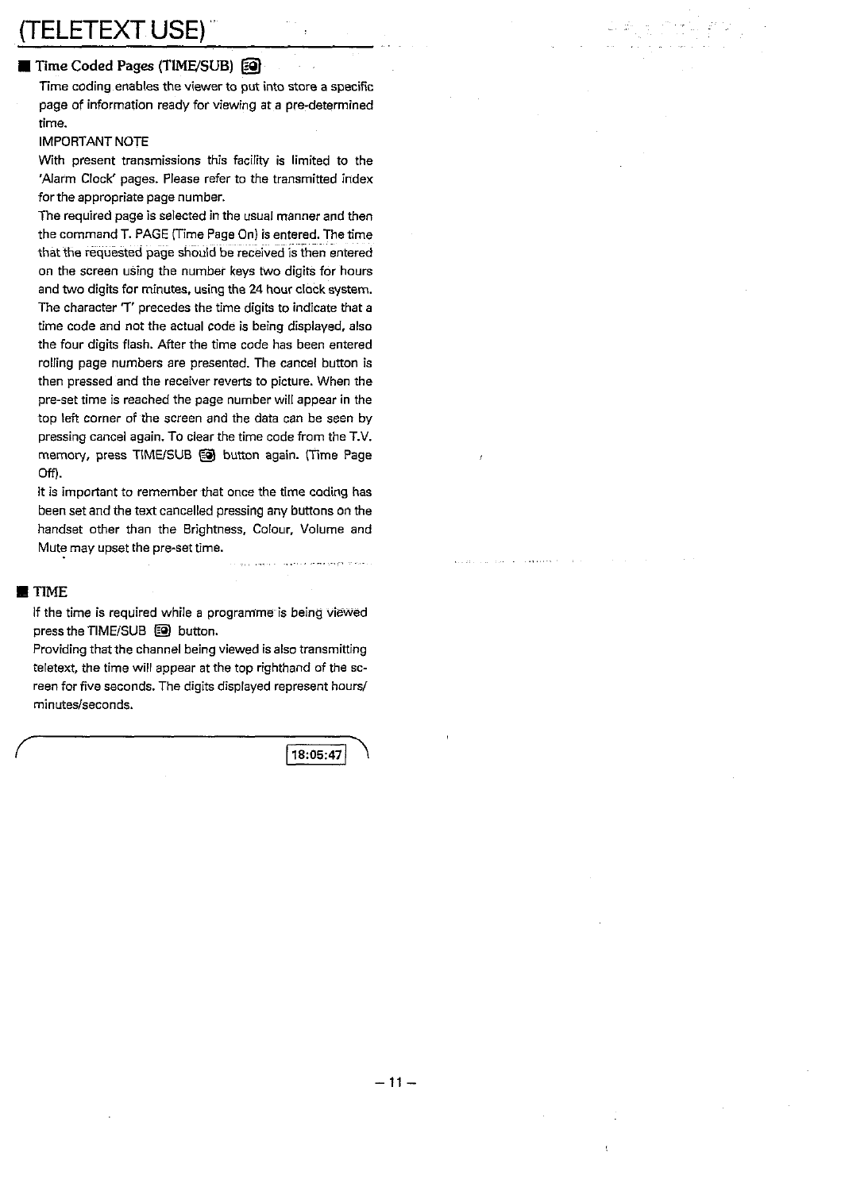# (TELETEXT USE)

## ■ Time Coded Pages (TIME/SUB)

Time coding enables the viewer to put into store a specific page of information ready for viewing at a pre-determined time.

IMPORTANT NOTE

With present transmissions this facility is limited to the 'Alarm Clock' pages. Please refer to the transmitted index for the appropriate page number.

The required page is selected in the usual manner and then the command T. PAGE (Time Page On) is entered. The time that the requested page should be received is then entered on the screen using the number keys two digits for hours and two digits for minutes, using the 24 hour clock system. The character 'T' precedes the time digits to indicate that a time code and not the actual code is being displayed, also the four digits flash. After the time code has been entered rolling page numbers are presented. The cancel button is then pressed and the receiver reverts to picture. When the pre-set time is reached the page number will appear in the top left corner of the screen and the data can be seen by pressing cancel again. To clear the time code from the T.V. memory, press TIME/SUB button again. (Time Page Off).

It is important to remember that once the time coding has been set and the text cancelled pressing any buttons on the handset other than the Brightness, Colour, Volume and Mute may upset the pre-set time.

## ■ TIME

If the time is required while a programme is being viewed press the TIME/SUB button.

Providing that the channel being viewed is also transmitting teletext, the time will appear at the top righthand of the screen for five seconds. The digits displayed represent hours/minutes/seconds.

18:05:47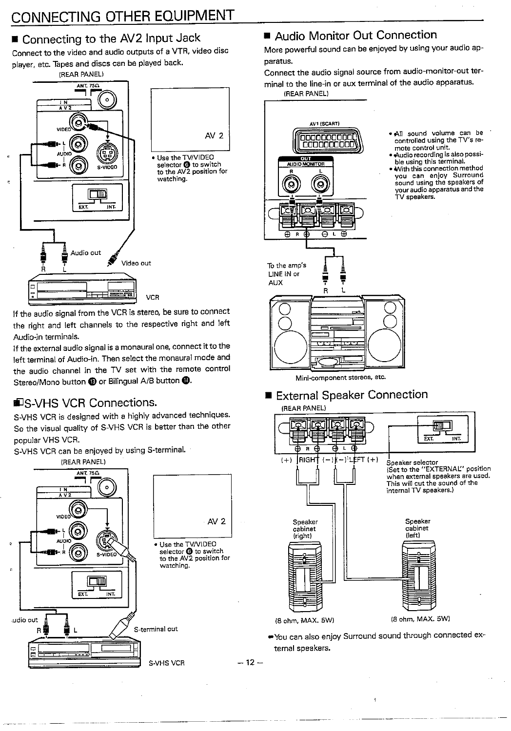# CONNECTING OTHER EQUIPMENT

## ■ Connecting to the AV2 Input Jack

Connect to the video and audio outputs of a VTR, video disc player, etc. Tapes and discs can be played back.

(REAR PANEL)

ANT. 75Ω

IN AV2

VIDEO

L AUDIO R

S-VIDEO

EXT. INT.

Audio out R L

Video out

VCR

AV 2

- Use the TV/VIDEO selector ❻ to switch to the AV2 position for watching.

If the audio signal from the VCR is stereo, be sure to connect the right and left channels to the respective right and left Audio-in terminals.

If the external audio signal is a monaural one, connect it to the left terminal of Audio-in. Then select the monaural mode and the audio channel in the TV set with the remote control Stereo/Mono button ⓭ or Bilingual A/B button ⓮.

## ■ S-VHS VCR Connections.

S-VHS VCR is designed with a highly advanced techniques. So the visual quality of S-VHS VCR is better than the other popular VHS VCR.

S-VHS VCR can be enjoyed by using S-terminal.

(REAR PANEL)

ANT. 75Ω

IN AV2

VIDEO

L AUDIO R

S-VIDEO

EXT. INT.

Audio out R L

S-terminal out

S-VHS VCR

AV 2

- Use the TV/VIDEO selector ❻ to switch to the AV2 position for watching.

## ■ Audio Monitor Out Connection

More powerful sound can be enjoyed by using your audio apparatus.

Connect the audio signal source from audio-monitor-out terminal to the line-in or aux terminal of the audio apparatus.

(REAR PANEL)

AV1 (SCART)

OUT AUDIO MONITOR R L

⊕ R ⊖ ⊖ L ⊕

To the amp's LINE IN or AUX R L

Mini-component stereos, etc.

- All sound volume can be controlled using the TV's remote control unit.
- Audio recording is also possible using this terminal.
- With this connection method you can enjoy Surround sound using the speakers of your audio apparatus and the TV speakers.

## ■ External Speaker Connection

(REAR PANEL)

(+) RIGHT (−) (−) LEFT (+)

EXT. INT.

Speaker selector
(Set to the "EXTERNAL" position when external speakers are used. This will cut the sound of the internal TV speakers.)

Speaker cabinet (right)

Speaker cabinet (left)

(8 ohm, MAX. 5W)

(8 ohm, MAX. 5W)

- You can also enjoy Surround sound through connected external speakers.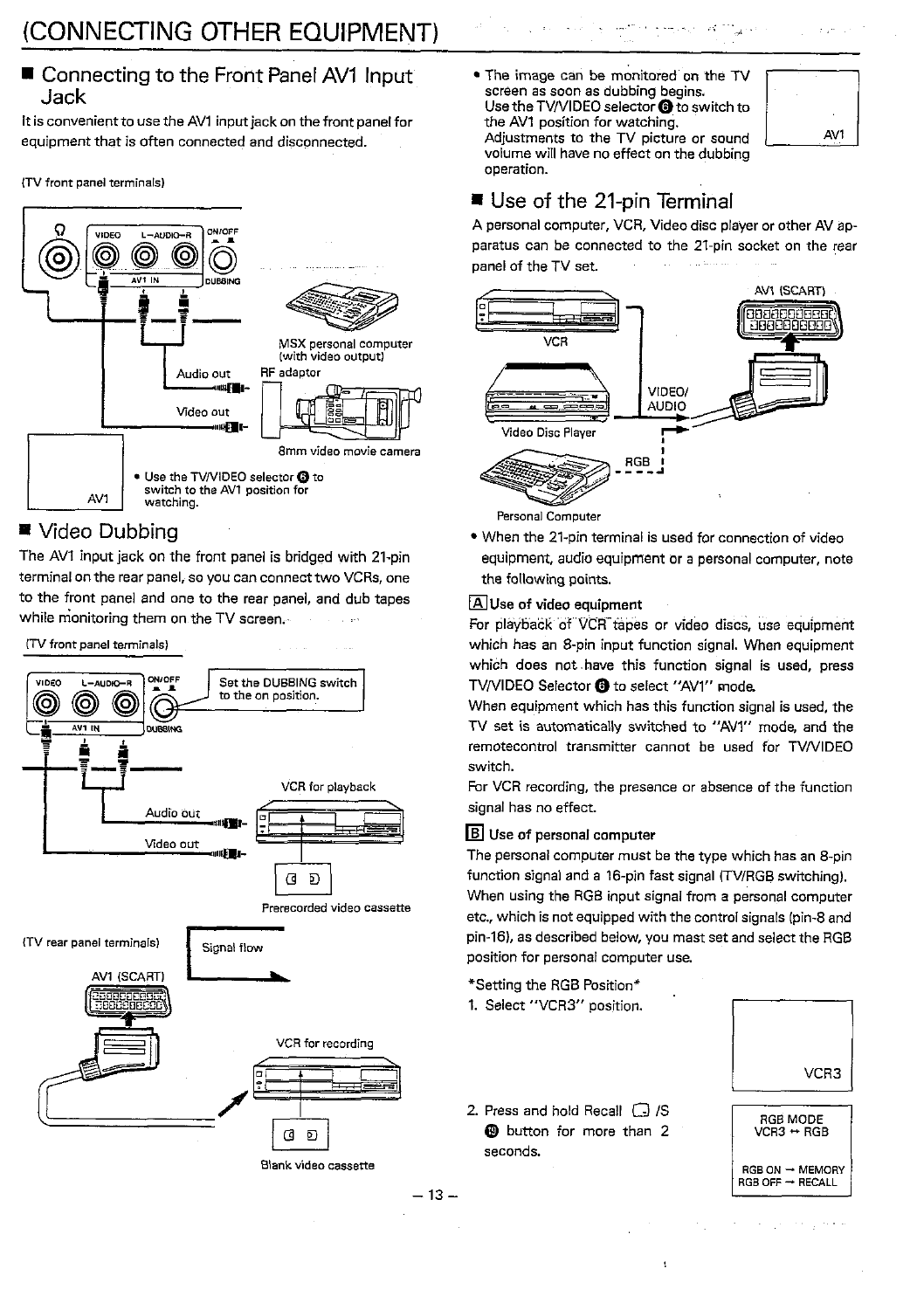# (CONNECTING OTHER EQUIPMENT)

## ■ Connecting to the Front Panel AV1 Input Jack

It is convenient to use the AV1 input jack on the front panel for equipment that is often connected and disconnected.

(TV front panel terminals)

VIDEO L–AUDIO–R ON/OFF

AV1 IN DUBBING

MSX personal computer (with video output)

Audio out

RF adaptor

Video out

8mm video movie camera

AV1

- Use the TV/VIDEO selector ⑥ to switch to the AV1 position for watching.

## ■ Video Dubbing

The AV1 input jack on the front panel is bridged with 21-pin terminal on the rear panel, so you can connect two VCRs, one to the front panel and one to the rear panel, and dub tapes while monitoring them on the TV screen.

(TV front panel terminals)

VIDEO L–AUDIO–R ON/OFF

AV1 IN DUBBING

Set the DUBBING switch to the on position.

VCR for playback

Audio out

Video out

Prerecorded video cassette

(TV rear panel terminals)

Signal flow

AV1 (SCART)

VCR for recording

Blank video cassette

- The image can be monitored on the TV screen as soon as dubbing begins. Use the TV/VIDEO selector ⑥ to switch to the AV1 position for watching. Adjustments to the TV picture or sound volume will have no effect on the dubbing operation.

AV1

## ■ Use of the 21-pin Terminal

A personal computer, VCR, Video disc player or other AV apparatus can be connected to the 21-pin socket on the rear panel of the TV set.

AV1 (SCART)

VCR

VIDEO/ AUDIO

Video Disc Player

RGB

Personal Computer

- When the 21-pin terminal is used for connection of video equipment, audio equipment or a personal computer, note the following points.

**[A] Use of video equipment**

For playback of VCR tapes or video discs, use equipment which has an 8-pin input function signal. When equipment which does not have this function signal is used, press TV/VIDEO Selector ⑥ to select "AV1" mode.

When equipment which has this function signal is used, the TV set is automatically switched to "AV1" mode, and the remotecontrol transmitter cannot be used for TV/VIDEO switch.

For VCR recording, the presence or absence of the function signal has no effect.

**[B] Use of personal computer**

The personal computer must be the type which has an 8-pin function signal and a 16-pin fast signal (TV/RGB switching). When using the RGB input signal from a personal computer etc., which is not equipped with the control signals (pin-8 and pin-16), as described below, you mast set and select the RGB position for personal computer use.

*Setting the RGB Position*

1. Select "VCR3" position.

VCR3

2. Press and hold Recall ⌷ /S ⑲ button for more than 2 seconds.

RGB MODE
VCR3 ↔ RGB

RGB ON → MEMORY
RGB OFF → RECALL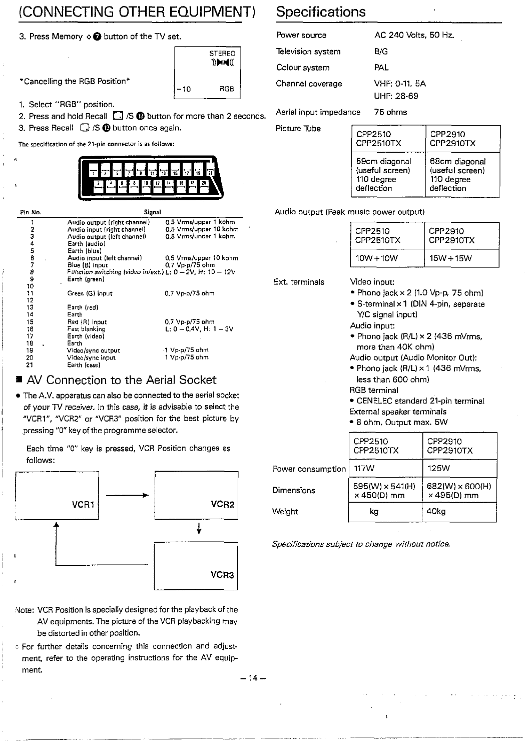# (CONNECTING OTHER EQUIPMENT)

3. Press Memory ◇ ⑦ button of the TV set.

STEREO

-10 RGB

*Cancelling the RGB Position*

1. Select "RGB" position.
2. Press and hold Recall ☐ /S ⑲ button for more than 2 seconds.
3. Press Recall ☐ /S ⑲ button once again.

The specification of the 21-pin connector is as follows:

| Pin No. | Signal | |
|---|---|---|
| 1 | Audio output (right channel) | 0.5 Vrms/upper 1 kohm |
| 2 | Audio input (right channel) | 0.5 Vrms/upper 10 kohm |
| 3 | Audio output (left channel) | 0.5 Vrms/under 1 kohm |
| 4 | Earth (audio) | |
| 5 | Earth (blue) | |
| 6 | Audio input (left channel) | 0.5 Vrms/upper 10 kohm |
| 7 | Blue (B) input | 0.7 Vp-p/75 ohm |
| 8 | Function switching (video in/ext.) | L: 0 – 2V, H: 10 – 12V |
| 9 | Earth (green) | |
| 10 | | |
| 11 | Green (G) input | 0.7 Vp-p/75 ohm |
| 12 | | |
| 13 | Earth (red) | |
| 14 | Earth | |
| 15 | Red (R) input | 0.7 Vp-p/75 ohm |
| 16 | Fast blanking | L: 0 – 0.4V, H: 1 – 3V |
| 17 | Earth (video) | |
| 18 | Earth | |
| 19 | Video/sync output | 1 Vp-p/75 ohm |
| 20 | Video/sync input | 1 Vp-p/75 ohm |
| 21 | Earth (case) | |

## ■ AV Connection to the Aerial Socket

- The A.V. apparatus can also be connected to the aerial socket of your TV receiver. In this case, it is advisable to select the "VCR1", "VCR2" or "VCR3" position for the best picture by pressing "0" key of the programme selector.

Each time "0" key is pressed, VCR Position changes as follows:

VCR1 → VCR2 → VCR3 → VCR1

Note: VCR Position is specially designed for the playback of the AV equipments. The picture of the VCR playbacking may be distorted in other position.

- For further details concerning this connection and adjustment, refer to the operating instructions for the AV equipment.

# Specifications

| | |
|---|---|
| Power source | AC 240 Volts, 50 Hz. |
| Television system | B/G |
| Colour system | PAL |
| Channel coverage | VHF: 0-11, 5A<br>UHF: 28-69 |
| Aerial input impedance | 75 ohms |

Picture Tube

| CPP2510<br>CPP2510TX | CPP2910<br>CPP2910TX |
|---|---|
| 59cm diagonal (useful screen) 110 degree deflection | 68cm diagonal (useful screen) 110 degree deflection |

Audio output (Peak music power output)

| CPP2510<br>CPP2510TX | CPP2910<br>CPP2910TX |
|---|---|
| 10W + 10W | 15W + 15W |

Ext. terminals

Video input:
- Phono jack × 2 (1.0 Vp-p, 75 ohm)
- S-terminal × 1 (DIN 4-pin, separate Y/C signal input)

Audio input:
- Phono jack (R/L) × 2 (436 mVrms, more than 40K ohm)

Audio output (Audio Monitor Out):
- Phono jack (R/L) × 1 (436 mVrms, less than 600 ohm)

RGB terminal
- CENELEC standard 21-pin terminal

External speaker terminals
- 8 ohm, Output max. 5W

| | CPP2510<br>CPP2510TX | CPP2910<br>CPP2910TX |
|---|---|---|
| Power consumption | 117W | 125W |
| Dimensions | 595(W) × 541(H) × 450(D) mm | 682(W) × 600(H) × 495(D) mm |
| Weight | kg | 40kg |

*Specifications subject to change without notice.*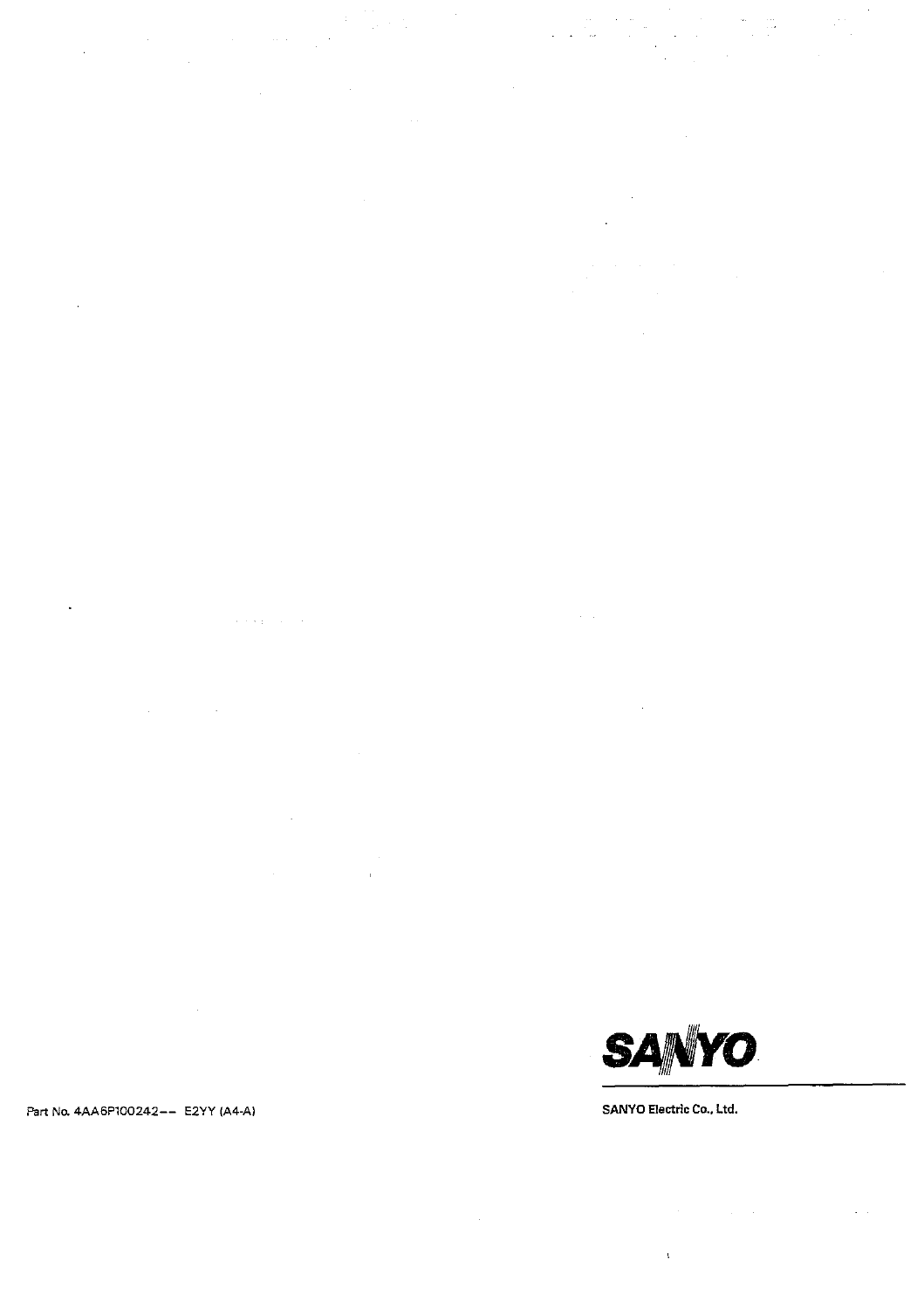SANYO

Part No. 4AA6P100242-- E2YY (A4-A)

SANYO Electric Co., Ltd.